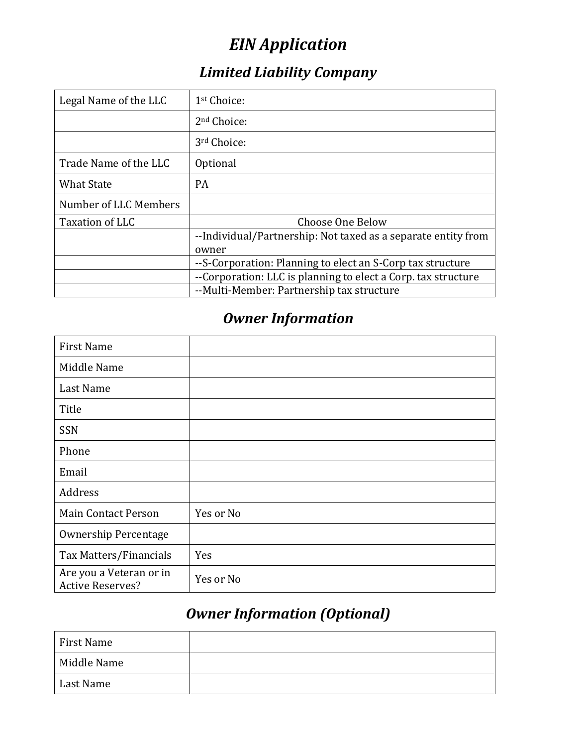# *EIN Application*

## *Limited Liability Company*

| Legal Name of the LLC | 1st Choice: |
|---|---|
| | 2nd Choice: |
| | 3rd Choice: |
| Trade Name of the LLC | Optional |
| What State | PA |
| Number of LLC Members | |
| Taxation of LLC | Choose One Below |
| | --Individual/Partnership: Not taxed as a separate entity from owner |
| | --S-Corporation: Planning to elect an S-Corp tax structure |
| | --Corporation: LLC is planning to elect a Corp. tax structure |
| | --Multi-Member: Partnership tax structure |

## *Owner Information*

| First Name | |
|---|---|
| Middle Name | |
| Last Name | |
| Title | |
| SSN | |
| Phone | |
| Email | |
| Address | |
| Main Contact Person | Yes or No |
| Ownership Percentage | |
| Tax Matters/Financials | Yes |
| Are you a Veteran or in Active Reserves? | Yes or No |

## *Owner Information (Optional)*

| First Name | |
|---|---|
| Middle Name | |
| Last Name | |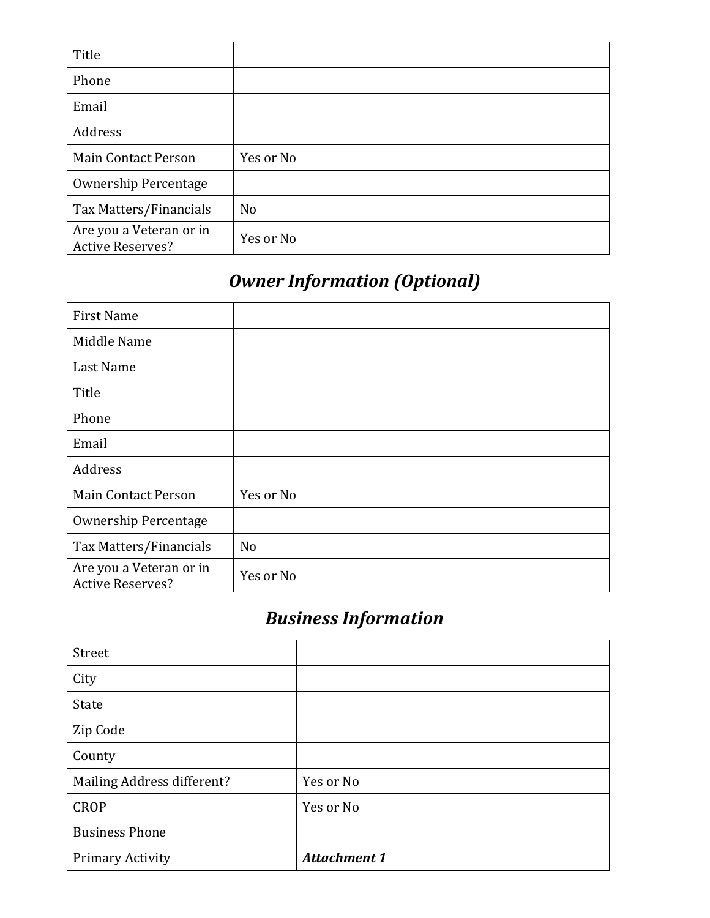| | |
|---|---|
| Title | |
| Phone | |
| Email | |
| Address | |
| Main Contact Person | Yes or No |
| Ownership Percentage | |
| Tax Matters/Financials | No |
| Are you a Veteran or in Active Reserves? | Yes or No |

## *Owner Information (Optional)*

| | |
|---|---|
| First Name | |
| Middle Name | |
| Last Name | |
| Title | |
| Phone | |
| Email | |
| Address | |
| Main Contact Person | Yes or No |
| Ownership Percentage | |
| Tax Matters/Financials | No |
| Are you a Veteran or in Active Reserves? | Yes or No |

## *Business Information*

| | |
|---|---|
| Street | |
| City | |
| State | |
| Zip Code | |
| County | |
| Mailing Address different? | Yes or No |
| CROP | Yes or No |
| Business Phone | |
| Primary Activity | ***Attachment 1*** |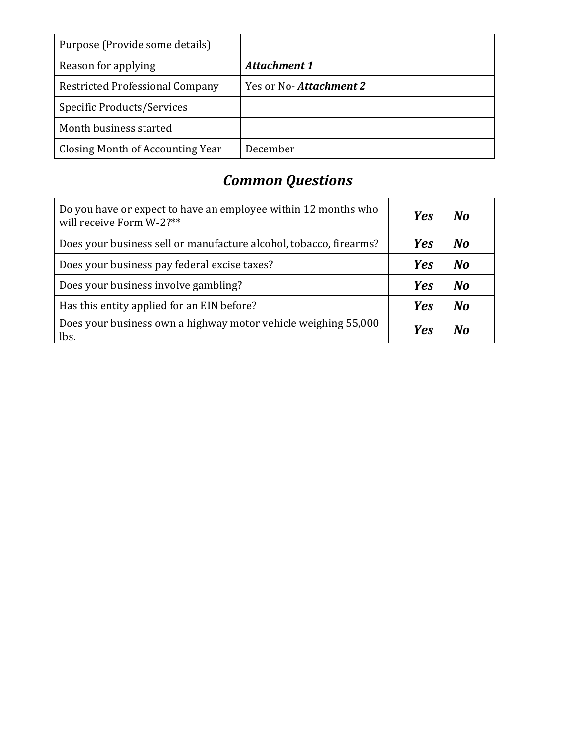| | |
|---|---|
| Purpose (Provide some details) | |
| Reason for applying | ***Attachment 1*** |
| Restricted Professional Company | Yes or No- ***Attachment 2*** |
| Specific Products/Services | |
| Month business started | |
| Closing Month of Accounting Year | December |

## *Common Questions*

| | |
|---|---|
| Do you have or expect to have an employee within 12 months who will receive Form W-2?** | ***Yes No*** |
| Does your business sell or manufacture alcohol, tobacco, firearms? | ***Yes No*** |
| Does your business pay federal excise taxes? | ***Yes No*** |
| Does your business involve gambling? | ***Yes No*** |
| Has this entity applied for an EIN before? | ***Yes No*** |
| Does your business own a highway motor vehicle weighing 55,000 lbs. | ***Yes No*** |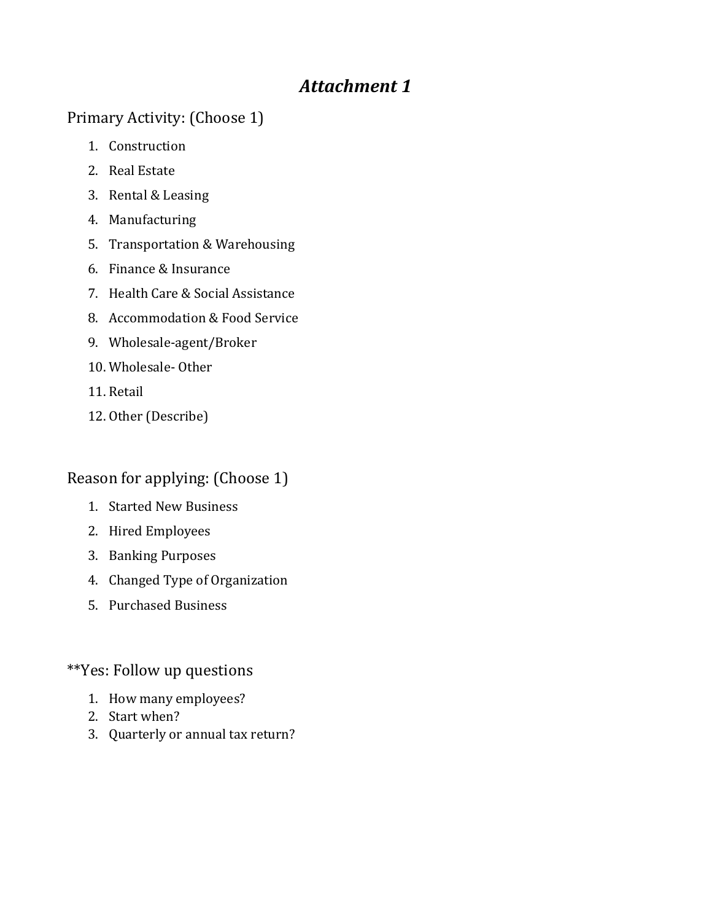# *Attachment 1*

## Primary Activity: (Choose 1)

1. Construction
2. Real Estate
3. Rental & Leasing
4. Manufacturing
5. Transportation & Warehousing
6. Finance & Insurance
7. Health Care & Social Assistance
8. Accommodation & Food Service
9. Wholesale-agent/Broker
10. Wholesale- Other
11. Retail
12. Other (Describe)

## Reason for applying: (Choose 1)

1. Started New Business
2. Hired Employees
3. Banking Purposes
4. Changed Type of Organization
5. Purchased Business

## **Yes: Follow up questions

1. How many employees?
2. Start when?
3. Quarterly or annual tax return?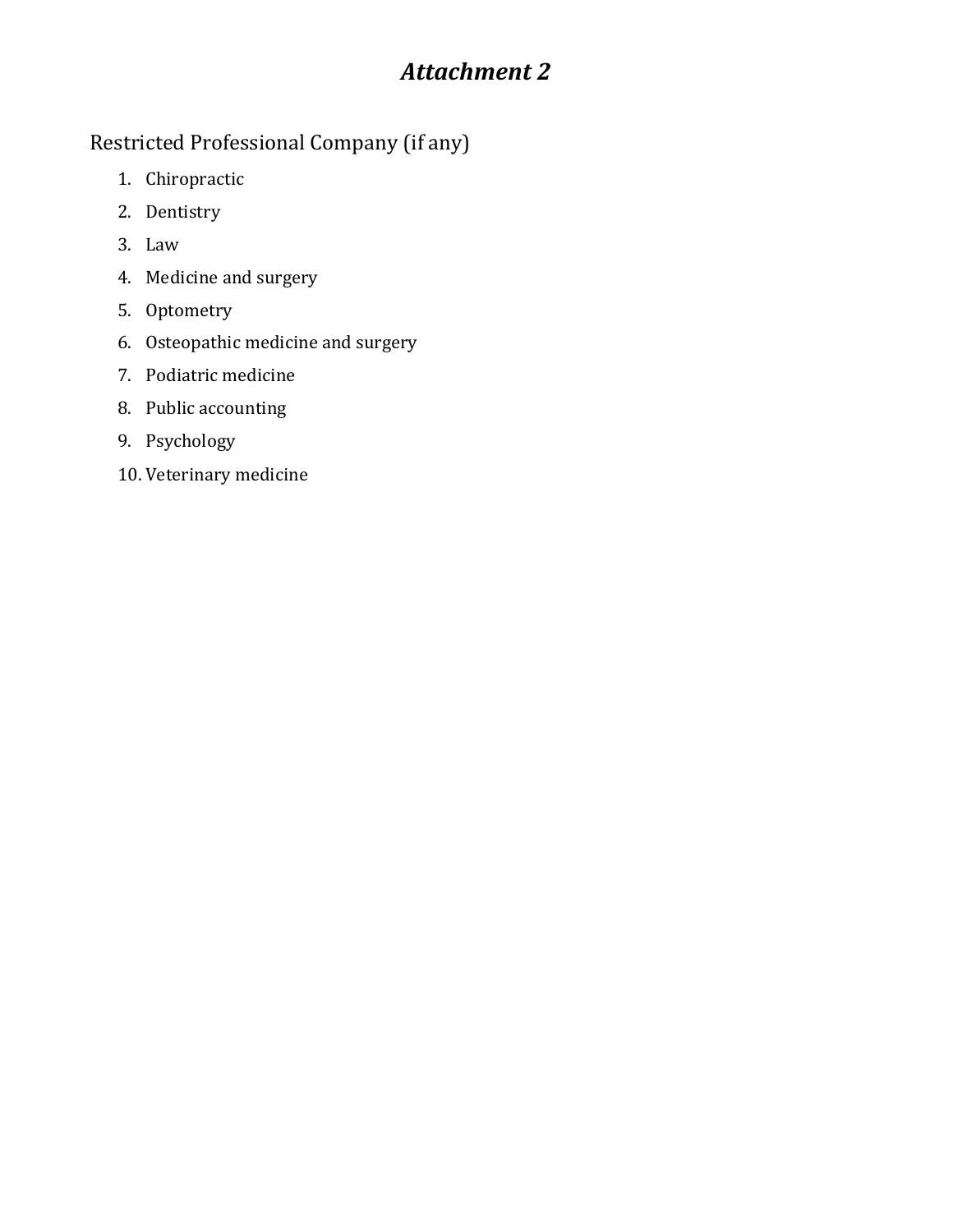# *Attachment 2*

Restricted Professional Company (if any)

1. Chiropractic
2. Dentistry
3. Law
4. Medicine and surgery
5. Optometry
6. Osteopathic medicine and surgery
7. Podiatric medicine
8. Public accounting
9. Psychology
10. Veterinary medicine